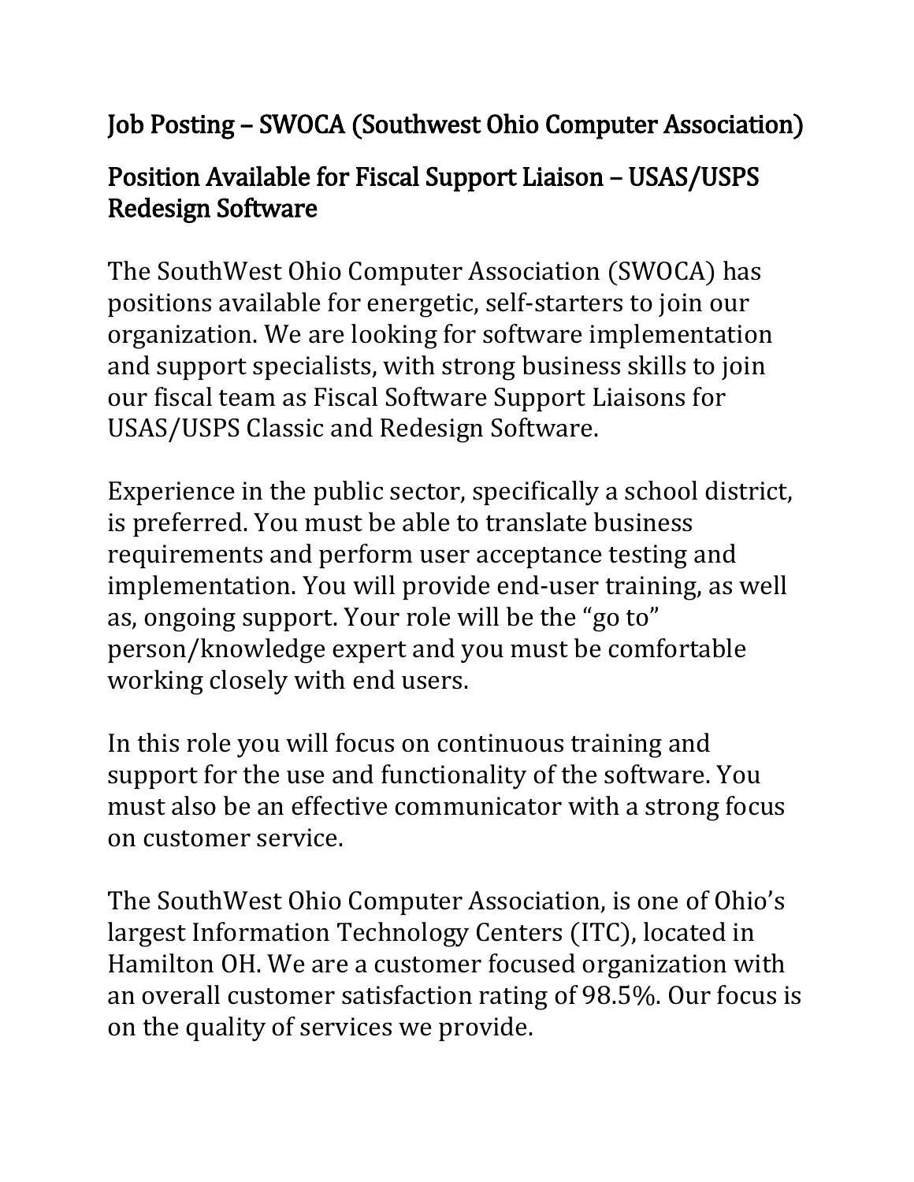# Job Posting – SWOCA (Southwest Ohio Computer Association)

## Position Available for Fiscal Support Liaison – USAS/USPS Redesign Software

The SouthWest Ohio Computer Association (SWOCA) has positions available for energetic, self-starters to join our organization. We are looking for software implementation and support specialists, with strong business skills to join our fiscal team as Fiscal Software Support Liaisons for USAS/USPS Classic and Redesign Software.

Experience in the public sector, specifically a school district, is preferred. You must be able to translate business requirements and perform user acceptance testing and implementation. You will provide end-user training, as well as, ongoing support. Your role will be the "go to" person/knowledge expert and you must be comfortable working closely with end users.

In this role you will focus on continuous training and support for the use and functionality of the software. You must also be an effective communicator with a strong focus on customer service.

The SouthWest Ohio Computer Association, is one of Ohio's largest Information Technology Centers (ITC), located in Hamilton OH. We are a customer focused organization with an overall customer satisfaction rating of 98.5%. Our focus is on the quality of services we provide.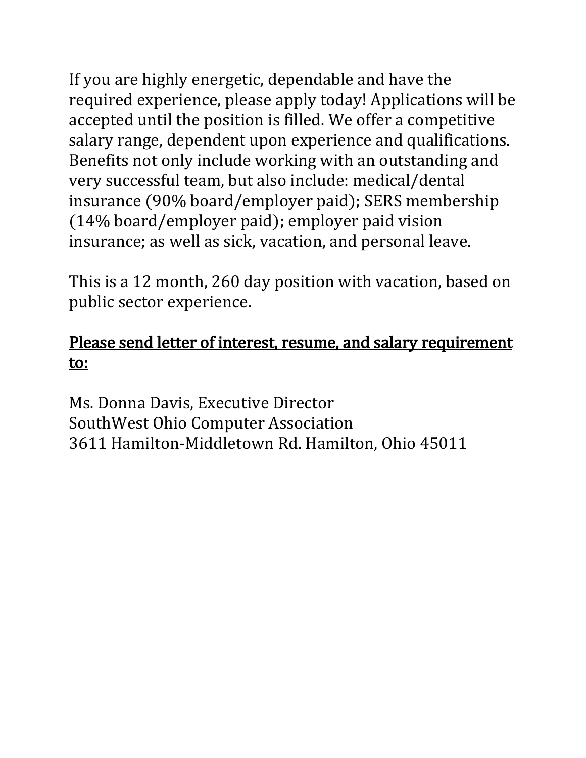If you are highly energetic, dependable and have the required experience, please apply today! Applications will be accepted until the position is filled. We offer a competitive salary range, dependent upon experience and qualifications. Benefits not only include working with an outstanding and very successful team, but also include: medical/dental insurance (90% board/employer paid); SERS membership (14% board/employer paid); employer paid vision insurance; as well as sick, vacation, and personal leave.

This is a 12 month, 260 day position with vacation, based on public sector experience.

<u>Please send letter of interest, resume, and salary requirement to:</u>

Ms. Donna Davis, Executive Director
SouthWest Ohio Computer Association
3611 Hamilton-Middletown Rd. Hamilton, Ohio 45011